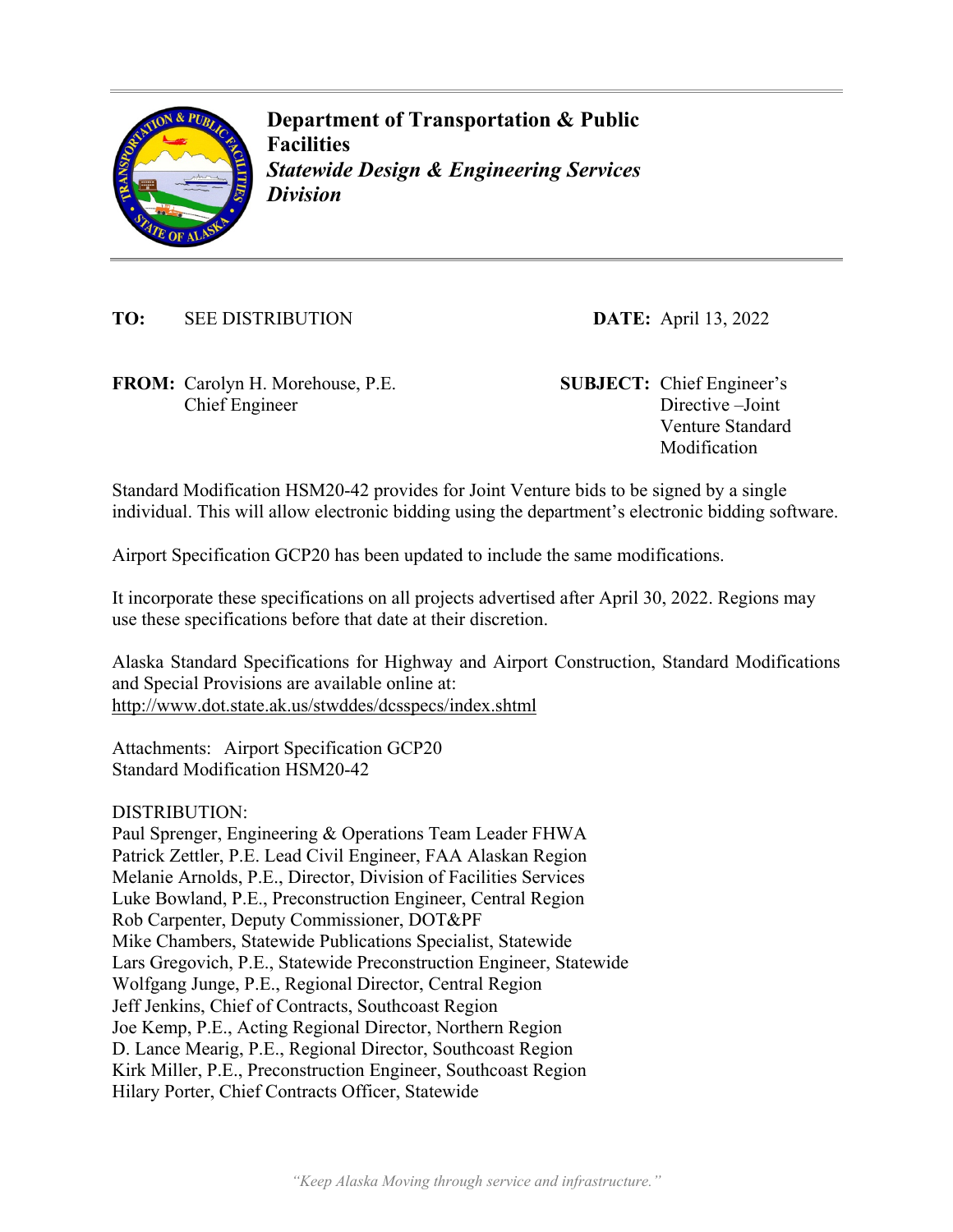**Department of Transportation & Public Facilities**

***Statewide Design & Engineering Services Division***

**TO:** SEE DISTRIBUTION

**DATE:** April 13, 2022

**FROM:** Carolyn H. Morehouse, P.E.
Chief Engineer

**SUBJECT:** Chief Engineer's Directive –Joint Venture Standard Modification

Standard Modification HSM20-42 provides for Joint Venture bids to be signed by a single individual. This will allow electronic bidding using the department's electronic bidding software.

Airport Specification GCP20 has been updated to include the same modifications.

It incorporate these specifications on all projects advertised after April 30, 2022. Regions may use these specifications before that date at their discretion.

Alaska Standard Specifications for Highway and Airport Construction, Standard Modifications and Special Provisions are available online at:
http://www.dot.state.ak.us/stwddes/dcsspecs/index.shtml

Attachments: Airport Specification GCP20
Standard Modification HSM20-42

DISTRIBUTION:
Paul Sprenger, Engineering & Operations Team Leader FHWA
Patrick Zettler, P.E. Lead Civil Engineer, FAA Alaskan Region
Melanie Arnolds, P.E., Director, Division of Facilities Services
Luke Bowland, P.E., Preconstruction Engineer, Central Region
Rob Carpenter, Deputy Commissioner, DOT&PF
Mike Chambers, Statewide Publications Specialist, Statewide
Lars Gregovich, P.E., Statewide Preconstruction Engineer, Statewide
Wolfgang Junge, P.E., Regional Director, Central Region
Jeff Jenkins, Chief of Contracts, Southcoast Region
Joe Kemp, P.E., Acting Regional Director, Northern Region
D. Lance Mearig, P.E., Regional Director, Southcoast Region
Kirk Miller, P.E., Preconstruction Engineer, Southcoast Region
Hilary Porter, Chief Contracts Officer, Statewide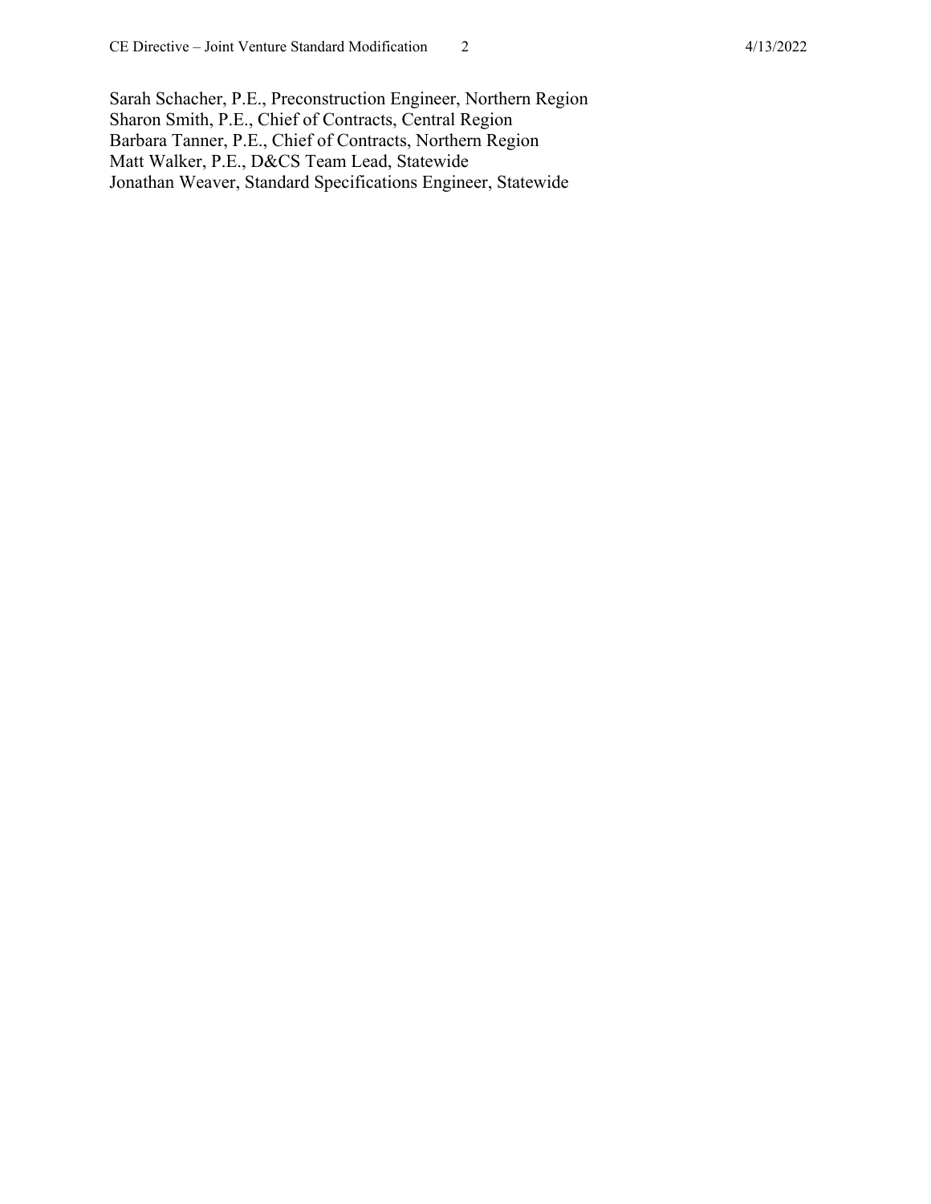Sarah Schacher, P.E., Preconstruction Engineer, Northern Region
Sharon Smith, P.E., Chief of Contracts, Central Region
Barbara Tanner, P.E., Chief of Contracts, Northern Region
Matt Walker, P.E., D&CS Team Lead, Statewide
Jonathan Weaver, Standard Specifications Engineer, Statewide